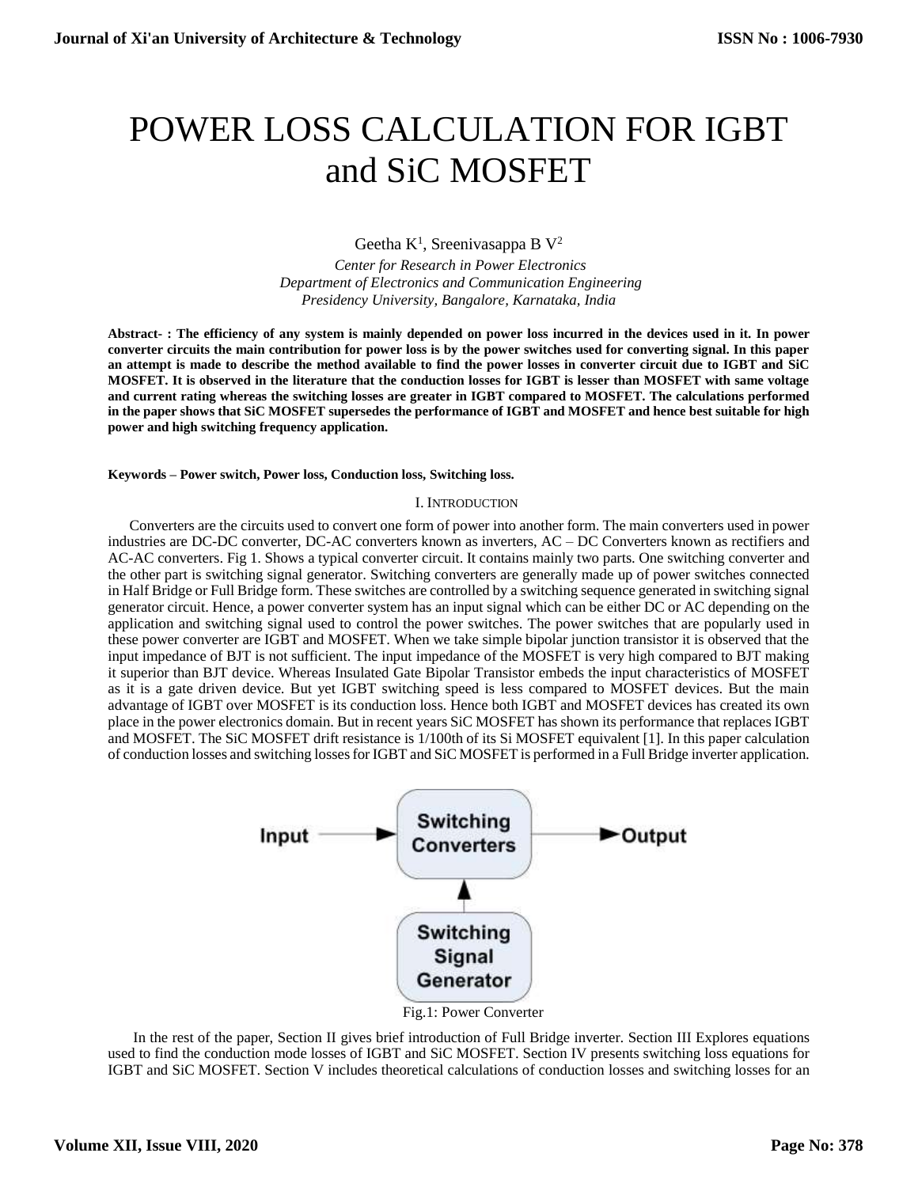# POWER LOSS CALCULATION FOR IGBT and SiC MOSFET

Geetha K[1], Sreenivasappa B V[2]

*Center for Research in Power Electronics*
*Department of Electronics and Communication Engineering*
*Presidency University, Bangalore, Karnataka, India*

**Abstract- : The efficiency of any system is mainly depended on power loss incurred in the devices used in it. In power converter circuits the main contribution for power loss is by the power switches used for converting signal. In this paper an attempt is made to describe the method available to find the power losses in converter circuit due to IGBT and SiC MOSFET. It is observed in the literature that the conduction losses for IGBT is lesser than MOSFET with same voltage and current rating whereas the switching losses are greater in IGBT compared to MOSFET. The calculations performed in the paper shows that SiC MOSFET supersedes the performance of IGBT and MOSFET and hence best suitable for high power and high switching frequency application.**

**Keywords – Power switch, Power loss, Conduction loss, Switching loss.**

## I. INTRODUCTION

Converters are the circuits used to convert one form of power into another form. The main converters used in power industries are DC-DC converter, DC-AC converters known as inverters, AC – DC Converters known as rectifiers and AC-AC converters. Fig 1. Shows a typical converter circuit. It contains mainly two parts. One switching converter and the other part is switching signal generator. Switching converters are generally made up of power switches connected in Half Bridge or Full Bridge form. These switches are controlled by a switching sequence generated in switching signal generator circuit. Hence, a power converter system has an input signal which can be either DC or AC depending on the application and switching signal used to control the power switches. The power switches that are popularly used in these power converter are IGBT and MOSFET. When we take simple bipolar junction transistor it is observed that the input impedance of BJT is not sufficient. The input impedance of the MOSFET is very high compared to BJT making it superior than BJT device. Whereas Insulated Gate Bipolar Transistor embeds the input characteristics of MOSFET as it is a gate driven device. But yet IGBT switching speed is less compared to MOSFET devices. But the main advantage of IGBT over MOSFET is its conduction loss. Hence both IGBT and MOSFET devices has created its own place in the power electronics domain. But in recent years SiC MOSFET has shown its performance that replaces IGBT and MOSFET. The SiC MOSFET drift resistance is 1/100th of its Si MOSFET equivalent [1]. In this paper calculation of conduction losses and switching losses for IGBT and SiC MOSFET is performed in a Full Bridge inverter application.

Input → Switching Converters → Output
Switching Signal Generator → Switching Converters

Fig.1: Power Converter

In the rest of the paper, Section II gives brief introduction of Full Bridge inverter. Section III Explores equations used to find the conduction mode losses of IGBT and SiC MOSFET. Section IV presents switching loss equations for IGBT and SiC MOSFET. Section V includes theoretical calculations of conduction losses and switching losses for an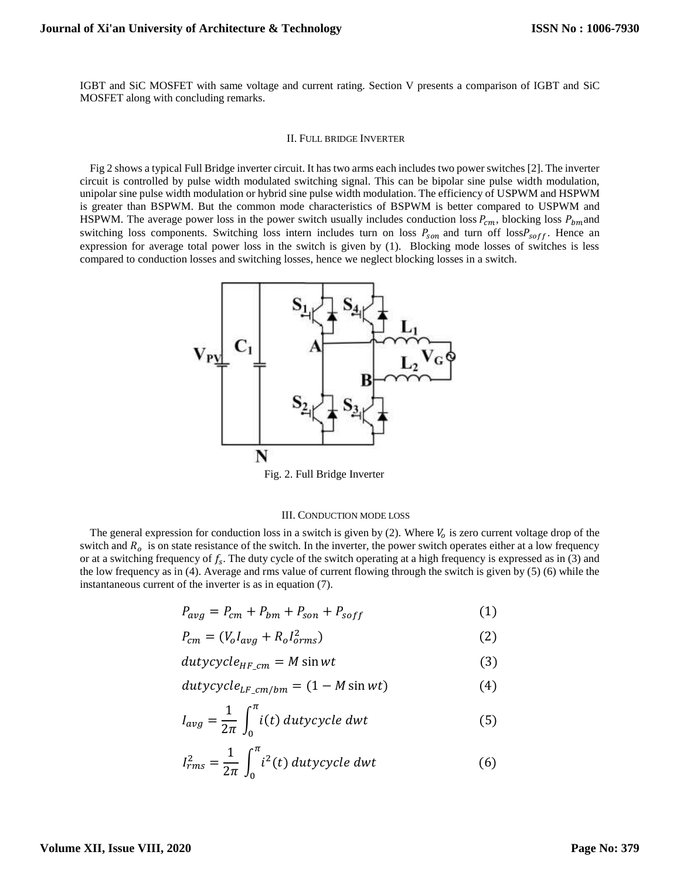IGBT and SiC MOSFET with same voltage and current rating. Section V presents a comparison of IGBT and SiC MOSFET along with concluding remarks.

## II. Full bridge Inverter

Fig 2 shows a typical Full Bridge inverter circuit. It has two arms each includes two power switches [2]. The inverter circuit is controlled by pulse width modulated switching signal. This can be bipolar sine pulse width modulation, unipolar sine pulse width modulation or hybrid sine pulse width modulation. The efficiency of USPWM and HSPWM is greater than BSPWM. But the common mode characteristics of BSPWM is better compared to USPWM and HSPWM. The average power loss in the power switch usually includes conduction loss $P_{cm}$, blocking loss $P_{bm}$ and switching loss components. Switching loss intern includes turn on loss $P_{son}$ and turn off loss $P_{soff}$. Hence an expression for average total power loss in the switch is given by (1). Blocking mode losses of switches is less compared to conduction losses and switching losses, hence we neglect blocking losses in a switch.

Fig. 2. Full Bridge Inverter

## III. Conduction mode loss

The general expression for conduction loss in a switch is given by (2). Where $V_o$ is zero current voltage drop of the switch and $R_o$ is on state resistance of the switch. In the inverter, the power switch operates either at a low frequency or at a switching frequency of $f_s$. The duty cycle of the switch operating at a high frequency is expressed as in (3) and the low frequency as in (4). Average and rms value of current flowing through the switch is given by (5) (6) while the instantaneous current of the inverter is as in equation (7).

$$P_{avg} = P_{cm} + P_{bm} + P_{son} + P_{soff} \tag{1}$$

$$P_{cm} = (V_o I_{avg} + R_o I_{orms}^2) \tag{2}$$

$$dutycycle_{HF\_cm} = M \sin wt \tag{3}$$

$$dutycycle_{LF\_cm/bm} = (1 - M \sin wt) \tag{4}$$

$$I_{avg} = \frac{1}{2\pi} \int_0^{\pi} i(t)\, dutycycle\; dwt \tag{5}$$

$$I_{rms}^2 = \frac{1}{2\pi} \int_0^{\pi} i^2(t)\, dutycycle\; dwt \tag{6}$$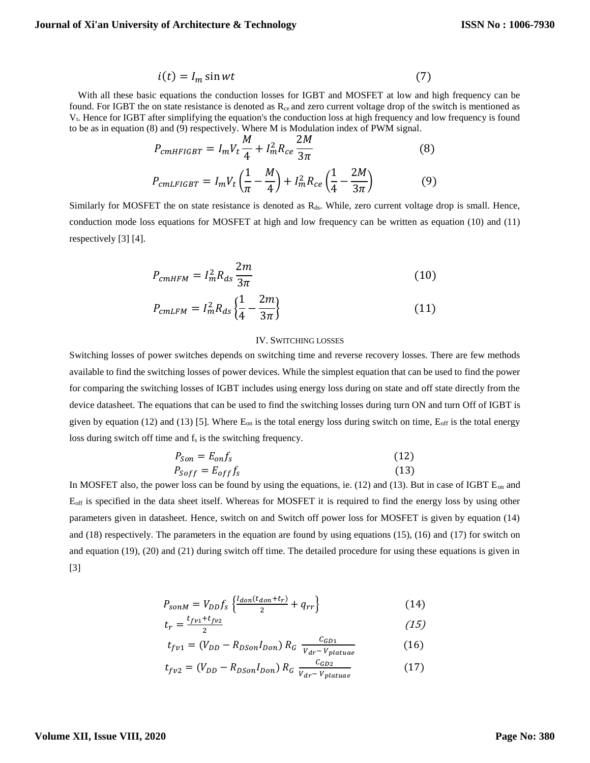$$i(t) = I_m \sin wt \tag{7}$$

With all these basic equations the conduction losses for IGBT and MOSFET at low and high frequency can be found. For IGBT the on state resistance is denoted as $R_{ce}$ and zero current voltage drop of the switch is mentioned as $V_t$. Hence for IGBT after simplifying the equation's the conduction loss at high frequency and low frequency is found to be as in equation (8) and (9) respectively. Where M is Modulation index of PWM signal.

$$P_{cmHFIGBT} = I_m V_t \frac{M}{4} + I_m^2 R_{ce} \frac{2M}{3\pi} \tag{8}$$

$$P_{cmLFIGBT} = I_m V_t \left(\frac{1}{\pi} - \frac{M}{4}\right) + I_m^2 R_{ce} \left(\frac{1}{4} - \frac{2M}{3\pi}\right) \tag{9}$$

Similarly for MOSFET the on state resistance is denoted as $R_{ds}$. While, zero current voltage drop is small. Hence, conduction mode loss equations for MOSFET at high and low frequency can be written as equation (10) and (11) respectively [3] [4].

$$P_{cmHFM} = I_m^2 R_{ds} \frac{2m}{3\pi} \tag{10}$$

$$P_{cmLFM} = I_m^2 R_{ds} \left\{\frac{1}{4} - \frac{2m}{3\pi}\right\} \tag{11}$$

## IV. SWITCHING LOSSES

Switching losses of power switches depends on switching time and reverse recovery losses. There are few methods available to find the switching losses of power devices. While the simplest equation that can be used to find the power for comparing the switching losses of IGBT includes using energy loss during on state and off state directly from the device datasheet. The equations that can be used to find the switching losses during turn ON and turn Off of IGBT is given by equation (12) and (13) [5]. Where $E_{on}$ is the total energy loss during switch on time, $E_{off}$ is the total energy loss during switch off time and $f_s$ is the switching frequency.

$$P_{Son} = E_{on} f_s \tag{12}$$

$$P_{Soff} = E_{off} f_s \tag{13}$$

In MOSFET also, the power loss can be found by using the equations, ie. (12) and (13). But in case of IGBT $E_{on}$ and $E_{off}$ is specified in the data sheet itself. Whereas for MOSFET it is required to find the energy loss by using other parameters given in datasheet. Hence, switch on and Switch off power loss for MOSFET is given by equation (14) and (18) respectively. The parameters in the equation are found by using equations (15), (16) and (17) for switch on and equation (19), (20) and (21) during switch off time. The detailed procedure for using these equations is given in [3]

$$P_{sonM} = V_{DD} f_s \left\{\frac{I_{don}(t_{don} + t_r)}{2} + q_{rr}\right\} \tag{14}$$

$$t_r = \frac{t_{fv1} + t_{fv2}}{2} \tag{15}$$

$$t_{fv1} = (V_{DD} - R_{DSon} I_{Don})\, R_G \, \frac{C_{GD1}}{V_{dr} - V_{platuae}} \tag{16}$$

$$t_{fv2} = (V_{DD} - R_{DSon} I_{Don})\, R_G \, \frac{C_{GD2}}{V_{dr} - V_{platuae}} \tag{17}$$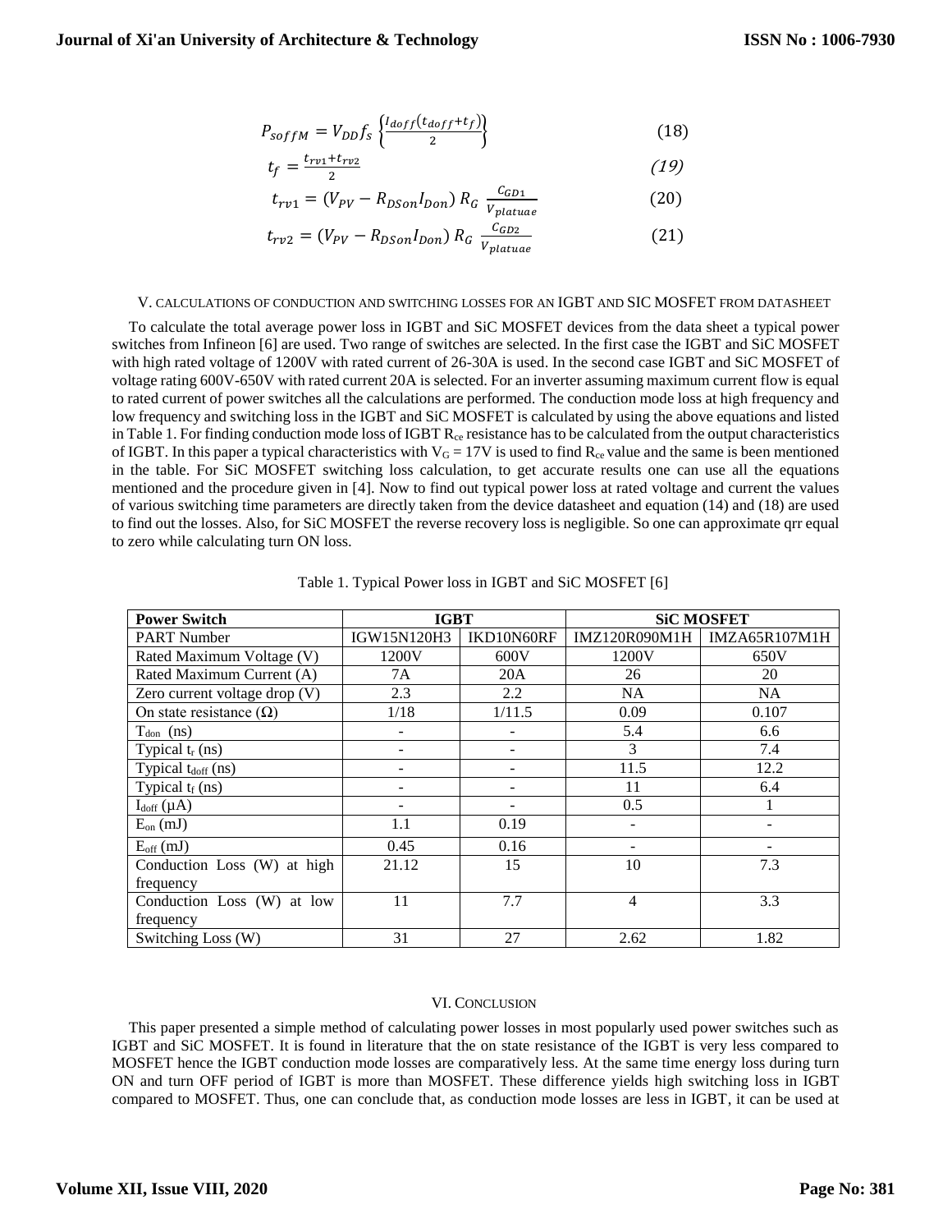$$P_{soffM} = V_{DD} f_s \left\{ \frac{I_{doff}(t_{doff}+t_f)}{2} \right\} \tag{18}$$

$$t_f = \frac{t_{rv1}+t_{rv2}}{2} \tag{19}$$

$$t_{rv1} = (V_{PV} - R_{DSon} I_{Don})\, R_G \, \frac{C_{GD1}}{V_{platuae}} \tag{20}$$

$$t_{rv2} = (V_{PV} - R_{DSon} I_{Don})\, R_G \, \frac{C_{GD2}}{V_{platuae}} \tag{21}$$

## V. Calculations of Conduction and Switching Losses for an IGBT and SIC MOSFET from Datasheet

To calculate the total average power loss in IGBT and SiC MOSFET devices from the data sheet a typical power switches from Infineon [6] are used. Two range of switches are selected. In the first case the IGBT and SiC MOSFET with high rated voltage of 1200V with rated current of 26-30A is used. In the second case IGBT and SiC MOSFET of voltage rating 600V-650V with rated current 20A is selected. For an inverter assuming maximum current flow is equal to rated current of power switches all the calculations are performed. The conduction mode loss at high frequency and low frequency and switching loss in the IGBT and SiC MOSFET is calculated by using the above equations and listed in Table 1. For finding conduction mode loss of IGBT $R_{ce}$ resistance has to be calculated from the output characteristics of IGBT. In this paper a typical characteristics with $V_G = 17V$ is used to find $R_{ce}$ value and the same is been mentioned in the table. For SiC MOSFET switching loss calculation, to get accurate results one can use all the equations mentioned and the procedure given in [4]. Now to find out typical power loss at rated voltage and current the values of various switching time parameters are directly taken from the device datasheet and equation (14) and (18) are used to find out the losses. Also, for SiC MOSFET the reverse recovery loss is negligible. So one can approximate qrr equal to zero while calculating turn ON loss.

Table 1. Typical Power loss in IGBT and SiC MOSFET [6]

| Power Switch | IGBT | | SiC MOSFET | |
|---|---|---|---|---|
| PART Number | IGW15N120H3 | IKD10N60RF | IMZ120R090M1H | IMZA65R107M1H |
| Rated Maximum Voltage (V) | 1200V | 600V | 1200V | 650V |
| Rated Maximum Current (A) | 7A | 20A | 26 | 20 |
| Zero current voltage drop (V) | 2.3 | 2.2 | NA | NA |
| On state resistance (Ω) | 1/18 | 1/11.5 | 0.09 | 0.107 |
| $T_{don}$ (ns) | - | - | 5.4 | 6.6 |
| Typical $t_r$ (ns) | - | - | 3 | 7.4 |
| Typical $t_{doff}$ (ns) | - | - | 11.5 | 12.2 |
| Typical $t_f$ (ns) | - | - | 11 | 6.4 |
| $I_{doff}$ (μA) | - | - | 0.5 | 1 |
| $E_{on}$ (mJ) | 1.1 | 0.19 | - | - |
| $E_{off}$ (mJ) | 0.45 | 0.16 | - | - |
| Conduction Loss (W) at high frequency | 21.12 | 15 | 10 | 7.3 |
| Conduction Loss (W) at low frequency | 11 | 7.7 | 4 | 3.3 |
| Switching Loss (W) | 31 | 27 | 2.62 | 1.82 |

## VI. Conclusion

This paper presented a simple method of calculating power losses in most popularly used power switches such as IGBT and SiC MOSFET. It is found in literature that the on state resistance of the IGBT is very less compared to MOSFET hence the IGBT conduction mode losses are comparatively less. At the same time energy loss during turn ON and turn OFF period of IGBT is more than MOSFET. These difference yields high switching loss in IGBT compared to MOSFET. Thus, one can conclude that, as conduction mode losses are less in IGBT, it can be used at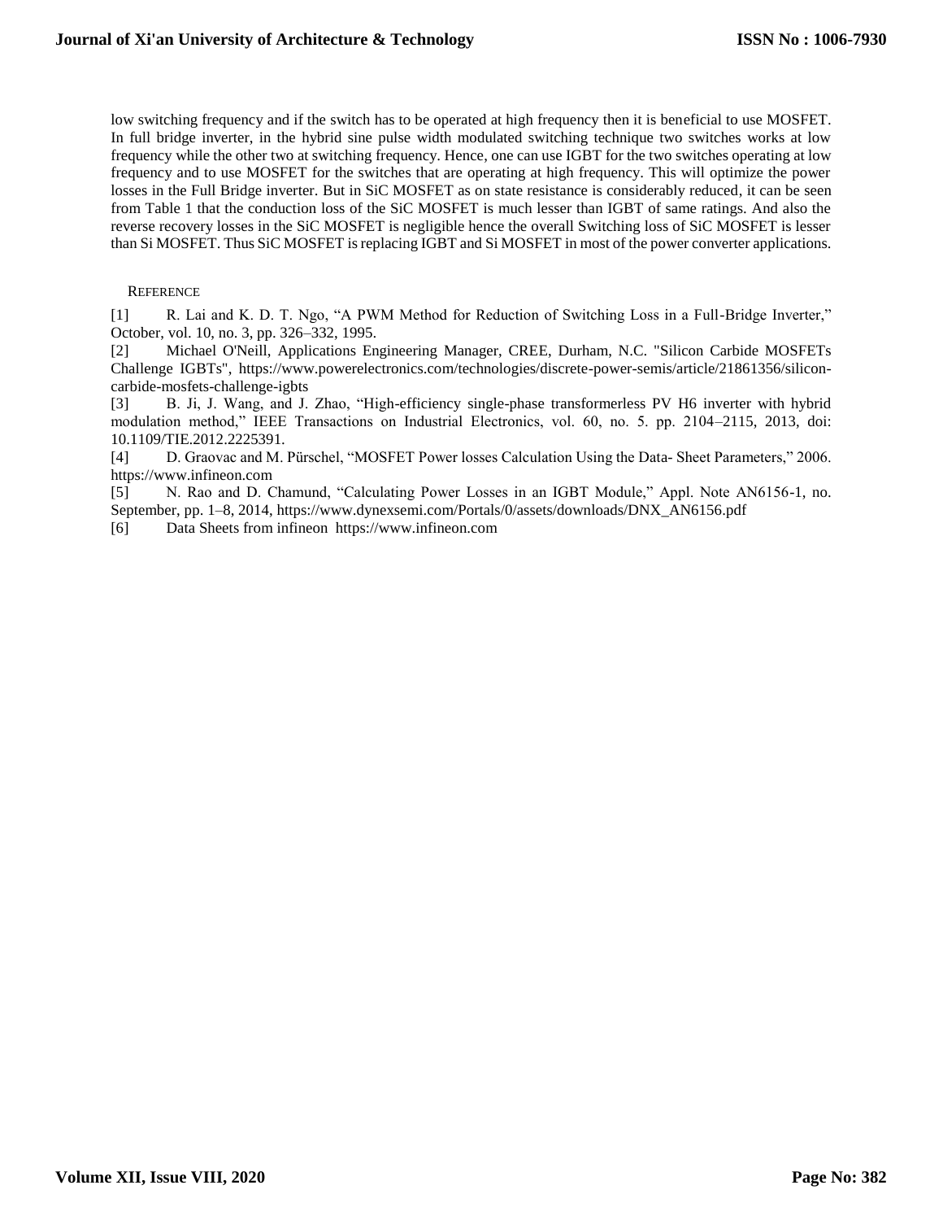low switching frequency and if the switch has to be operated at high frequency then it is beneficial to use MOSFET. In full bridge inverter, in the hybrid sine pulse width modulated switching technique two switches works at low frequency while the other two at switching frequency. Hence, one can use IGBT for the two switches operating at low frequency and to use MOSFET for the switches that are operating at high frequency. This will optimize the power losses in the Full Bridge inverter. But in SiC MOSFET as on state resistance is considerably reduced, it can be seen from Table 1 that the conduction loss of the SiC MOSFET is much lesser than IGBT of same ratings. And also the reverse recovery losses in the SiC MOSFET is negligible hence the overall Switching loss of SiC MOSFET is lesser than Si MOSFET. Thus SiC MOSFET is replacing IGBT and Si MOSFET in most of the power converter applications.

## Reference

[1] R. Lai and K. D. T. Ngo, "A PWM Method for Reduction of Switching Loss in a Full-Bridge Inverter," October, vol. 10, no. 3, pp. 326–332, 1995.

[2] Michael O'Neill, Applications Engineering Manager, CREE, Durham, N.C. "Silicon Carbide MOSFETs Challenge IGBTs", https://www.powerelectronics.com/technologies/discrete-power-semis/article/21861356/silicon-carbide-mosfets-challenge-igbts

[3] B. Ji, J. Wang, and J. Zhao, "High-efficiency single-phase transformerless PV H6 inverter with hybrid modulation method," IEEE Transactions on Industrial Electronics, vol. 60, no. 5. pp. 2104–2115, 2013, doi: 10.1109/TIE.2012.2225391.

[4] D. Graovac and M. Pürschel, "MOSFET Power losses Calculation Using the Data- Sheet Parameters," 2006. https://www.infineon.com

[5] N. Rao and D. Chamund, "Calculating Power Losses in an IGBT Module," Appl. Note AN6156-1, no. September, pp. 1–8, 2014, https://www.dynexsemi.com/Portals/0/assets/downloads/DNX_AN6156.pdf

[6] Data Sheets from infineon https://www.infineon.com